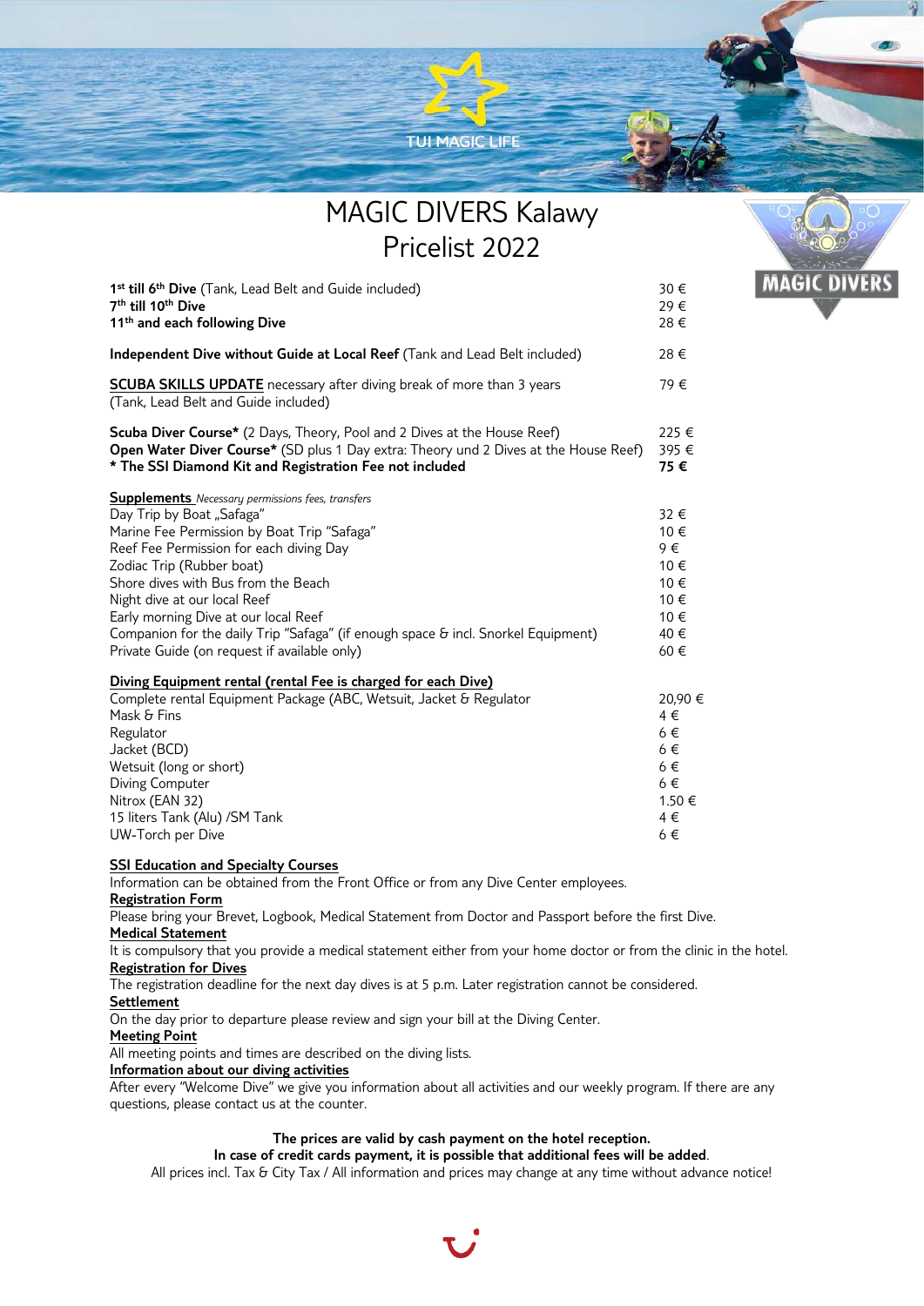# MAGIC DIVERS Kalawy
# Pricelist 2022

| | |
|---|---|
| **1st till 6th Dive** (Tank, Lead Belt and Guide included) | 30 € |
| **7th till 10th Dive** | 29 € |
| **11th and each following Dive** | 28 € |
| **Independent Dive without Guide at Local Reef** (Tank and Lead Belt included) | 28 € |
| **SCUBA SKILLS UPDATE** necessary after diving break of more than 3 years (Tank, Lead Belt and Guide included) | 79 € |
| **Scuba Diver Course*** (2 Days, Theory, Pool and 2 Dives at the House Reef) | 225 € |
| **Open Water Diver Course*** (SD plus 1 Day extra: Theory und 2 Dives at the House Reef) | 395 € |
| *** The SSI Diamond Kit and Registration Fee not included** | **75 €** |

**Supplements** *Necessary permissions fees, transfers*

| | |
|---|---|
| Day Trip by Boat „Safaga" | 32 € |
| Marine Fee Permission by Boat Trip "Safaga" | 10 € |
| Reef Fee Permission for each diving Day | 9 € |
| Zodiac Trip (Rubber boat) | 10 € |
| Shore dives with Bus from the Beach | 10 € |
| Night dive at our local Reef | 10 € |
| Early morning Dive at our local Reef | 10 € |
| Companion for the daily Trip "Safaga" (if enough space & incl. Snorkel Equipment) | 40 € |
| Private Guide (on request if available only) | 60 € |

**Diving Equipment rental (rental Fee is charged for each Dive)**

| | |
|---|---|
| Complete rental Equipment Package (ABC, Wetsuit, Jacket & Regulator | 20,90 € |
| Mask & Fins | 4 € |
| Regulator | 6 € |
| Jacket (BCD) | 6 € |
| Wetsuit (long or short) | 6 € |
| Diving Computer | 6 € |
| Nitrox (EAN 32) | 1.50 € |
| 15 liters Tank (Alu) /SM Tank | 4 € |
| UW-Torch per Dive | 6 € |

**SSI Education and Specialty Courses**
Information can be obtained from the Front Office or from any Dive Center employees.

**Registration Form**
Please bring your Brevet, Logbook, Medical Statement from Doctor and Passport before the first Dive.

**Medical Statement**
It is compulsory that you provide a medical statement either from your home doctor or from the clinic in the hotel.

**Registration for Dives**
The registration deadline for the next day dives is at 5 p.m. Later registration cannot be considered.

**Settlement**
On the day prior to departure please review and sign your bill at the Diving Center.

**Meeting Point**
All meeting points and times are described on the diving lists.

**Information about our diving activities**
After every "Welcome Dive" we give you information about all activities and our weekly program. If there are any questions, please contact us at the counter.

**The prices are valid by cash payment on the hotel reception.**
**In case of credit cards payment, it is possible that additional fees will be added**.
All prices incl. Tax & City Tax / All information and prices may change at any time without advance notice!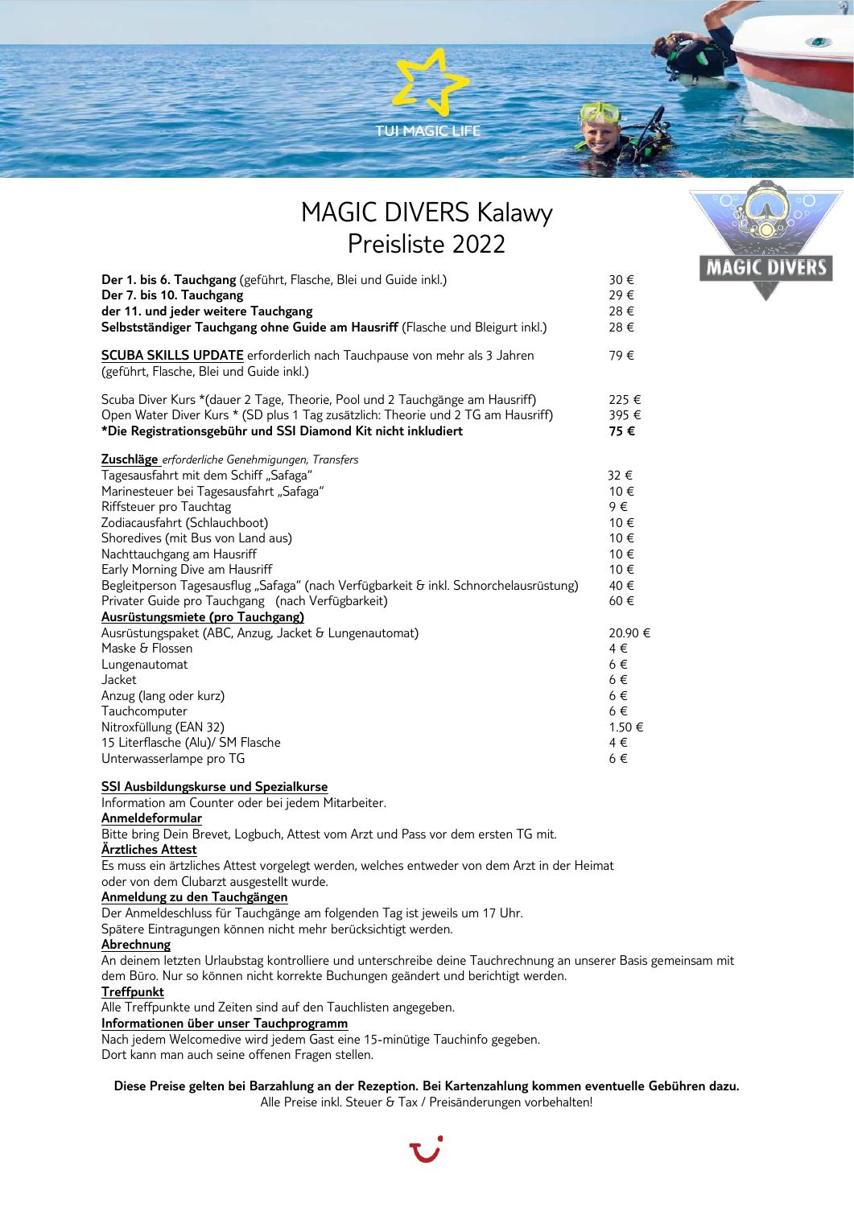# MAGIC DIVERS Kalawy
# Preisliste 2022

| | |
|---|---|
| **Der 1. bis 6. Tauchgang** (geführt, Flasche, Blei und Guide inkl.) | 30 € |
| **Der 7. bis 10. Tauchgang** | 29 € |
| **der 11. und jeder weitere Tauchgang** | 28 € |
| **Selbstständiger Tauchgang ohne Guide am Hausriff** (Flasche und Bleigurt inkl.) | 28 € |
| **SCUBA SKILLS UPDATE** erforderlich nach Tauchpause von mehr als 3 Jahren (geführt, Flasche, Blei und Guide inkl.) | 79 € |
| Scuba Diver Kurs *(dauer 2 Tage, Theorie, Pool und 2 Tauchgänge am Hausriff) | 225 € |
| Open Water Diver Kurs * (SD plus 1 Tag zusätzlich: Theorie und 2 TG am Hausriff) | 395 € |
| ***Die Registrationsgebühr und SSI Diamond Kit nicht inkludiert** | **75 €** |

**Zuschläge** *erforderliche Genehmigungen, Transfers*

| | |
|---|---|
| Tagesausfahrt mit dem Schiff „Safaga" | 32 € |
| Marinesteuer bei Tagesausfahrt „Safaga" | 10 € |
| Riffsteuer pro Tauchtag | 9 € |
| Zodiacausfahrt (Schlauchboot) | 10 € |
| Shoredives (mit Bus von Land aus) | 10 € |
| Nachttauchgang am Hausriff | 10 € |
| Early Morning Dive am Hausriff | 10 € |
| Begleitperson Tagesausflug „Safaga" (nach Verfügbarkeit & inkl. Schnorchelausrüstung) | 40 € |
| Privater Guide pro Tauchgang (nach Verfügbarkeit) | 60 € |

**Ausrüstungsmiete (pro Tauchgang)**

| | |
|---|---|
| Ausrüstungspaket (ABC, Anzug, Jacket & Lungenautomat) | 20.90 € |
| Maske & Flossen | 4 € |
| Lungenautomat | 6 € |
| Jacket | 6 € |
| Anzug (lang oder kurz) | 6 € |
| Tauchcomputer | 6 € |
| Nitroxfüllung (EAN 32) | 1.50 € |
| 15 Literflasche (Alu)/ SM Flasche | 4 € |
| Unterwasserlampe pro TG | 6 € |

**SSI Ausbildungskurse und Spezialkurse**
Information am Counter oder bei jedem Mitarbeiter.

**Anmeldeformular**
Bitte bring Dein Brevet, Logbuch, Attest vom Arzt und Pass vor dem ersten TG mit.

**Ärztliches Attest**
Es muss ein ärztliches Attest vorgelegt werden, welches entweder von dem Arzt in der Heimat oder von dem Clubarzt ausgestellt wurde.

**Anmeldung zu den Tauchgängen**
Der Anmeldeschluss für Tauchgänge am folgenden Tag ist jeweils um 17 Uhr.
Spätere Eintragungen können nicht mehr berücksichtigt werden.

**Abrechnung**
An deinem letzten Urlaubstag kontrolliere und unterschreibe deine Tauchrechnung an unserer Basis gemeinsam mit dem Büro. Nur so können nicht korrekte Buchungen geändert und berichtigt werden.

**Treffpunkt**
Alle Treffpunkte und Zeiten sind auf den Tauchlisten angegeben.

**Informationen über unser Tauchprogramm**
Nach jedem Welcomedive wird jedem Gast eine 15-minütige Tauchinfo gegeben.
Dort kann man auch seine offenen Fragen stellen.

**Diese Preise gelten bei Barzahlung an der Rezeption. Bei Kartenzahlung kommen eventuelle Gebühren dazu.**
Alle Preise inkl. Steuer & Tax / Preisänderungen vorbehalten!